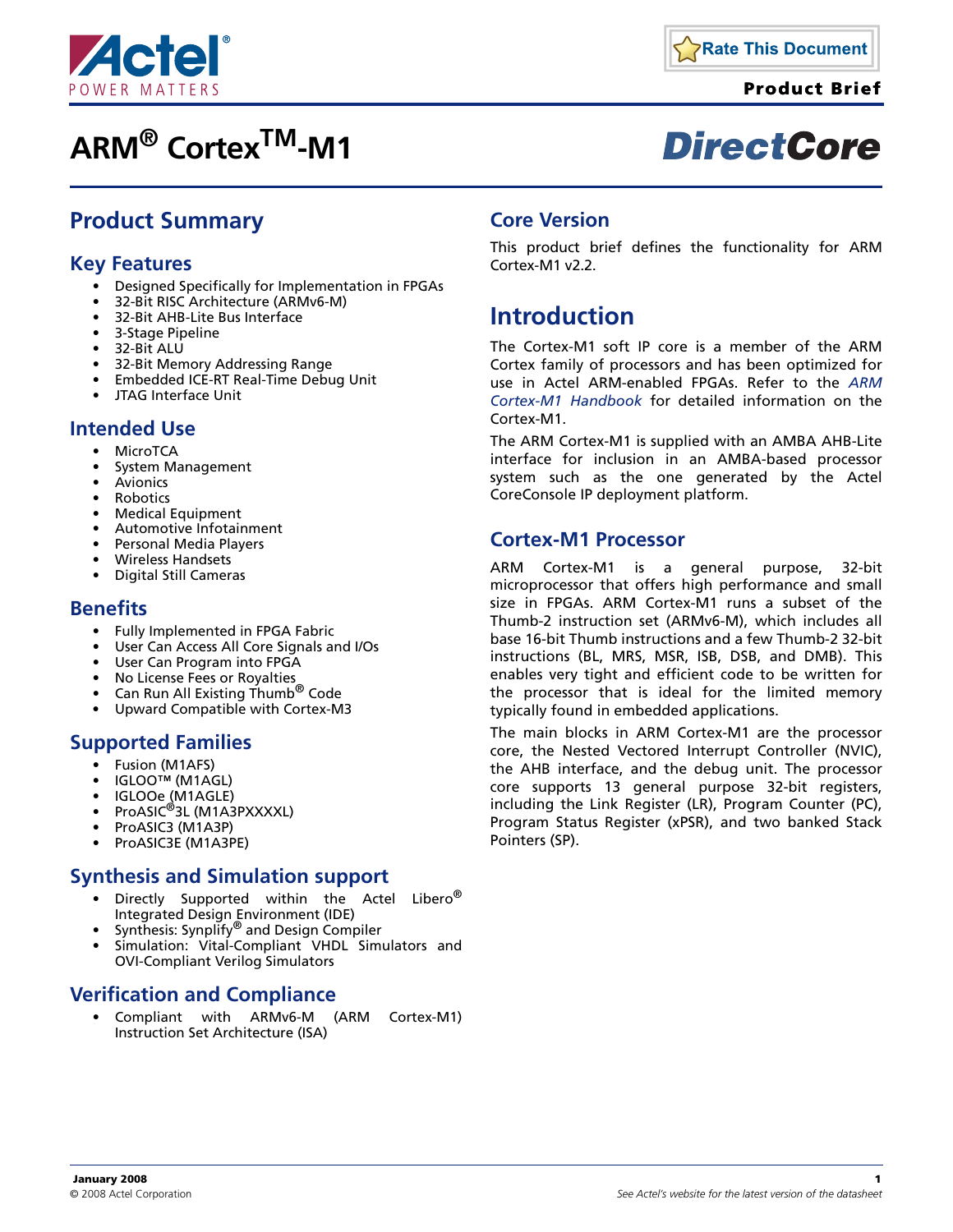# ARM® Cortex™-M1

**Product Brief**

**DirectCore**

## Product Summary

### Key Features

- Designed Specifically for Implementation in FPGAs
- 32-Bit RISC Architecture (ARMv6-M)
- 32-Bit AHB-Lite Bus Interface
- 3-Stage Pipeline
- 32-Bit ALU
- 32-Bit Memory Addressing Range
- Embedded ICE-RT Real-Time Debug Unit
- JTAG Interface Unit

### Intended Use

- MicroTCA
- System Management
- Avionics
- Robotics
- Medical Equipment
- Automotive Infotainment
- Personal Media Players
- Wireless Handsets
- Digital Still Cameras

### Benefits

- Fully Implemented in FPGA Fabric
- User Can Access All Core Signals and I/Os
- User Can Program into FPGA
- No License Fees or Royalties
- Can Run All Existing Thumb® Code
- Upward Compatible with Cortex-M3

### Supported Families

- Fusion (M1AFS)
- IGLOO™ (M1AGL)
- IGLOOe (M1AGLE)
- ProASIC®3L (M1A3PXXXXL)
- ProASIC3 (M1A3P)
- ProASIC3E (M1A3PE)

### Synthesis and Simulation support

- Directly Supported within the Actel Libero® Integrated Design Environment (IDE)
- Synthesis: Synplify® and Design Compiler
- Simulation: Vital-Compliant VHDL Simulators and OVI-Compliant Verilog Simulators

### Verification and Compliance

- Compliant with ARMv6-M (ARM Cortex-M1) Instruction Set Architecture (ISA)

## Core Version

This product brief defines the functionality for ARM Cortex-M1 v2.2.

## Introduction

The Cortex-M1 soft IP core is a member of the ARM Cortex family of processors and has been optimized for use in Actel ARM-enabled FPGAs. Refer to the *ARM Cortex-M1 Handbook* for detailed information on the Cortex-M1.

The ARM Cortex-M1 is supplied with an AMBA AHB-Lite interface for inclusion in an AMBA-based processor system such as the one generated by the Actel CoreConsole IP deployment platform.

### Cortex-M1 Processor

ARM Cortex-M1 is a general purpose, 32-bit microprocessor that offers high performance and small size in FPGAs. ARM Cortex-M1 runs a subset of the Thumb-2 instruction set (ARMv6-M), which includes all base 16-bit Thumb instructions and a few Thumb-2 32-bit instructions (BL, MRS, MSR, ISB, DSB, and DMB). This enables very tight and efficient code to be written for the processor that is ideal for the limited memory typically found in embedded applications.

The main blocks in ARM Cortex-M1 are the processor core, the Nested Vectored Interrupt Controller (NVIC), the AHB interface, and the debug unit. The processor core supports 13 general purpose 32-bit registers, including the Link Register (LR), Program Counter (PC), Program Status Register (xPSR), and two banked Stack Pointers (SP).

January 2008
© 2008 Actel Corporation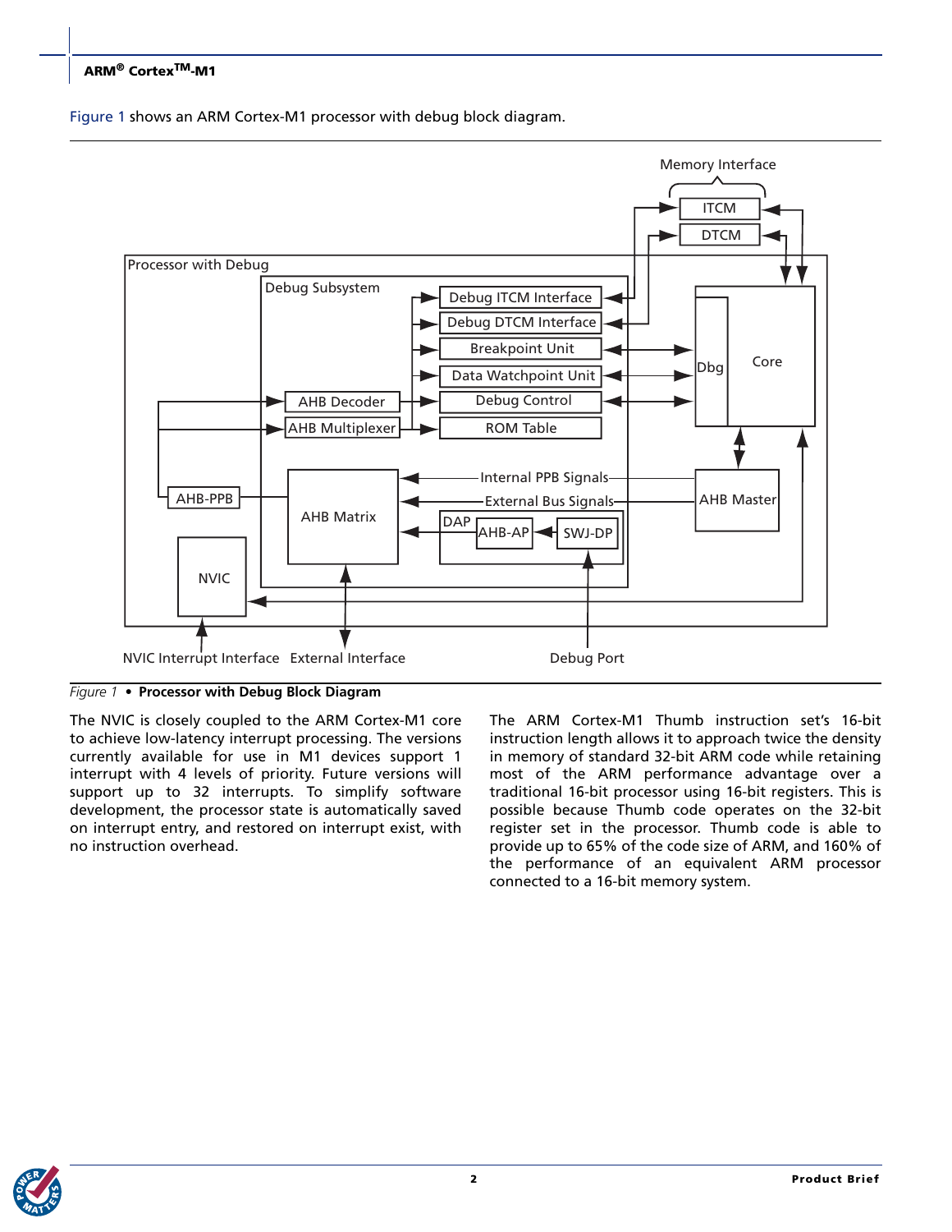Figure 1 shows an ARM Cortex-M1 processor with debug block diagram.

*Figure 1* • **Processor with Debug Block Diagram**

The NVIC is closely coupled to the ARM Cortex-M1 core to achieve low-latency interrupt processing. The versions currently available for use in M1 devices support 1 interrupt with 4 levels of priority. Future versions will support up to 32 interrupts. To simplify software development, the processor state is automatically saved on interrupt entry, and restored on interrupt exist, with no instruction overhead.

The ARM Cortex-M1 Thumb instruction set's 16-bit instruction length allows it to approach twice the density in memory of standard 32-bit ARM code while retaining most of the ARM performance advantage over a traditional 16-bit processor using 16-bit registers. This is possible because Thumb code operates on the 32-bit register set in the processor. Thumb code is able to provide up to 65% of the code size of ARM, and 160% of the performance of an equivalent ARM processor connected to a 16-bit memory system.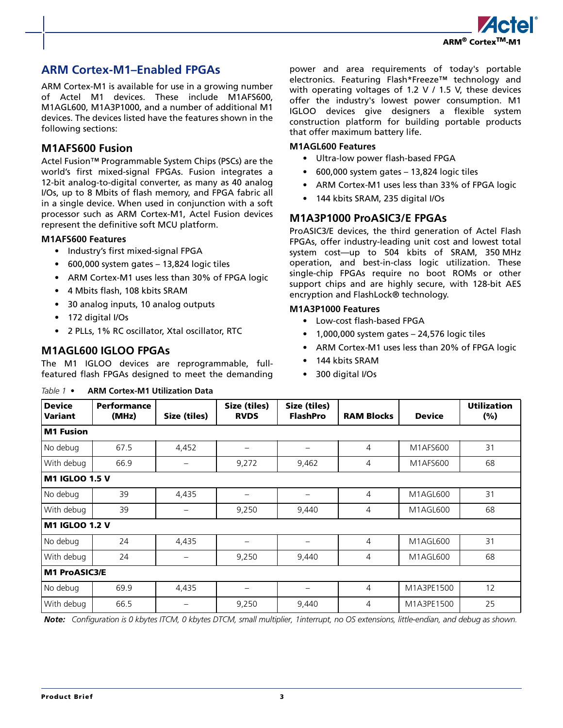## ARM Cortex-M1–Enabled FPGAs

ARM Cortex-M1 is available for use in a growing number of Actel M1 devices. These include M1AFS600, M1AGL600, M1A3P1000, and a number of additional M1 devices. The devices listed have the features shown in the following sections:

### M1AFS600 Fusion

Actel Fusion™ Programmable System Chips (PSCs) are the world's first mixed-signal FPGAs. Fusion integrates a 12-bit analog-to-digital converter, as many as 40 analog I/Os, up to 8 Mbits of flash memory, and FPGA fabric all in a single device. When used in conjunction with a soft processor such as ARM Cortex-M1, Actel Fusion devices represent the definitive soft MCU platform.

#### M1AFS600 Features

- Industry's first mixed-signal FPGA
- 600,000 system gates – 13,824 logic tiles
- ARM Cortex-M1 uses less than 30% of FPGA logic
- 4 Mbits flash, 108 kbits SRAM
- 30 analog inputs, 10 analog outputs
- 172 digital I/Os
- 2 PLLs, 1% RC oscillator, Xtal oscillator, RTC

### M1AGL600 IGLOO FPGAs

The M1 IGLOO devices are reprogrammable, full-featured flash FPGAs designed to meet the demanding power and area requirements of today's portable electronics. Featuring Flash*Freeze™ technology and with operating voltages of 1.2 V / 1.5 V, these devices offer the industry's lowest power consumption. M1 IGLOO devices give designers a flexible system construction platform for building portable products that offer maximum battery life.

#### M1AGL600 Features

- Ultra-low power flash-based FPGA
- 600,000 system gates – 13,824 logic tiles
- ARM Cortex-M1 uses less than 33% of FPGA logic
- 144 kbits SRAM, 235 digital I/Os

### M1A3P1000 ProASIC3/E FPGAs

ProASIC3/E devices, the third generation of Actel Flash FPGAs, offer industry-leading unit cost and lowest total system cost—up to 504 kbits of SRAM, 350 MHz operation, and best-in-class logic utilization. These single-chip FPGAs require no boot ROMs or other support chips and are highly secure, with 128-bit AES encryption and FlashLock® technology.

#### M1A3P1000 Features

- Low-cost flash-based FPGA
- 1,000,000 system gates – 24,576 logic tiles
- ARM Cortex-M1 uses less than 20% of FPGA logic
- 144 kbits SRAM
- 300 digital I/Os

*Table 1 •* **ARM Cortex-M1 Utilization Data**

| Device Variant | Performance (MHz) | Size (tiles) | Size (tiles) RVDS | Size (tiles) FlashPro | RAM Blocks | Device | Utilization (%) |
|---|---|---|---|---|---|---|---|
| **M1 Fusion** | | | | | | | |
| No debug | 67.5 | 4,452 | – | – | 4 | M1AFS600 | 31 |
| With debug | 66.9 | – | 9,272 | 9,462 | 4 | M1AFS600 | 68 |
| **M1 IGLOO 1.5 V** | | | | | | | |
| No debug | 39 | 4,435 | – | – | 4 | M1AGL600 | 31 |
| With debug | 39 | – | 9,250 | 9,440 | 4 | M1AGL600 | 68 |
| **M1 IGLOO 1.2 V** | | | | | | | |
| No debug | 24 | 4,435 | – | – | 4 | M1AGL600 | 31 |
| With debug | 24 | – | 9,250 | 9,440 | 4 | M1AGL600 | 68 |
| **M1 ProASIC3/E** | | | | | | | |
| No debug | 69.9 | 4,435 | – | – | 4 | M1A3PE1500 | 12 |
| With debug | 66.5 | – | 9,250 | 9,440 | 4 | M1A3PE1500 | 25 |

***Note:*** *Configuration is 0 kbytes ITCM, 0 kbytes DTCM, small multiplier, 1interrupt, no OS extensions, little-endian, and debug as shown.*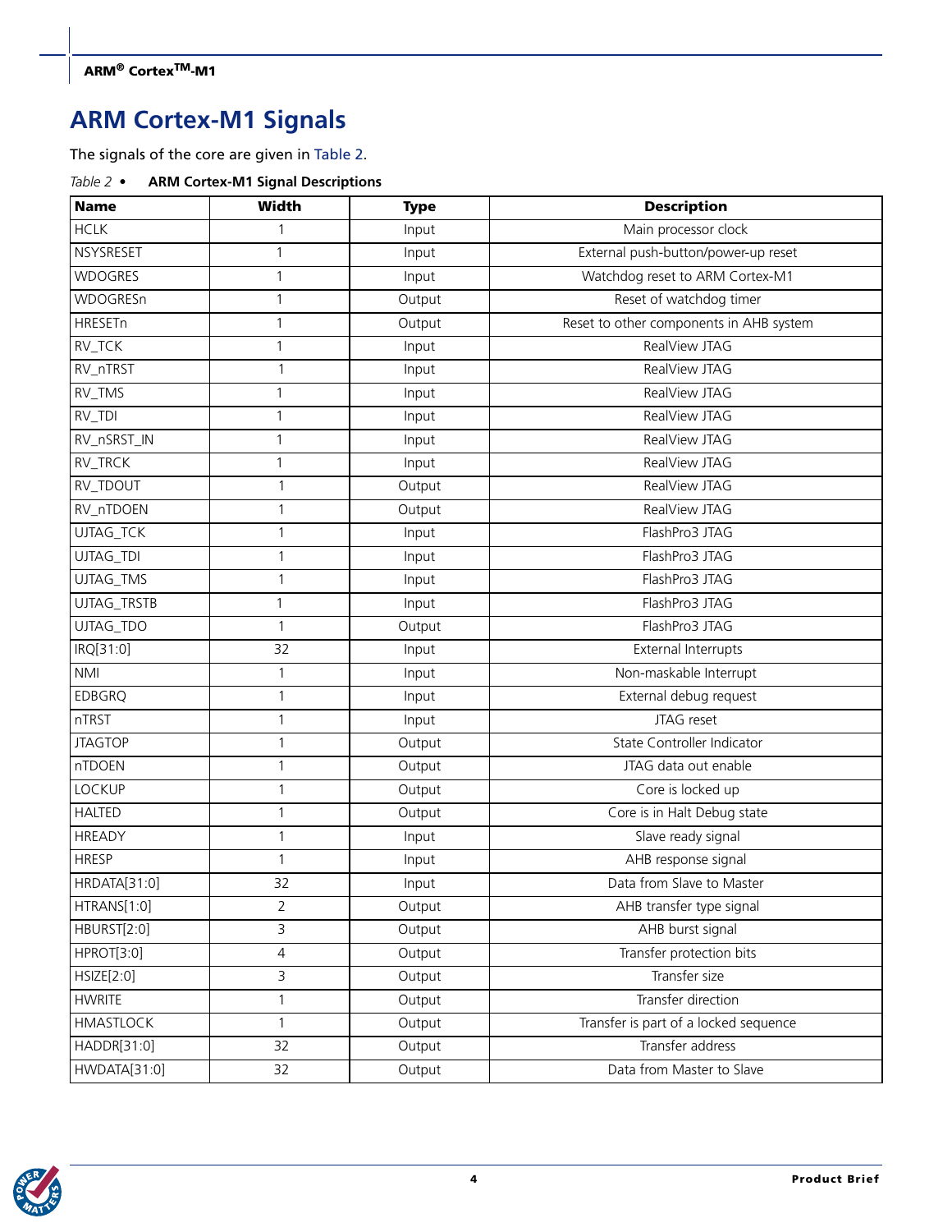## ARM Cortex-M1 Signals

The signals of the core are given in Table 2.

*Table 2 •* **ARM Cortex-M1 Signal Descriptions**

| Name | Width | Type | Description |
|---|---|---|---|
| HCLK | 1 | Input | Main processor clock |
| NSYSRESET | 1 | Input | External push-button/power-up reset |
| WDOGRES | 1 | Input | Watchdog reset to ARM Cortex-M1 |
| WDOGRESn | 1 | Output | Reset of watchdog timer |
| HRESETn | 1 | Output | Reset to other components in AHB system |
| RV_TCK | 1 | Input | RealView JTAG |
| RV_nTRST | 1 | Input | RealView JTAG |
| RV_TMS | 1 | Input | RealView JTAG |
| RV_TDI | 1 | Input | RealView JTAG |
| RV_nSRST_IN | 1 | Input | RealView JTAG |
| RV_TRCK | 1 | Input | RealView JTAG |
| RV_TDOUT | 1 | Output | RealView JTAG |
| RV_nTDOEN | 1 | Output | RealView JTAG |
| UJTAG_TCK | 1 | Input | FlashPro3 JTAG |
| UJTAG_TDI | 1 | Input | FlashPro3 JTAG |
| UJTAG_TMS | 1 | Input | FlashPro3 JTAG |
| UJTAG_TRSTB | 1 | Input | FlashPro3 JTAG |
| UJTAG_TDO | 1 | Output | FlashPro3 JTAG |
| IRQ[31:0] | 32 | Input | External Interrupts |
| NMI | 1 | Input | Non-maskable Interrupt |
| EDBGRQ | 1 | Input | External debug request |
| nTRST | 1 | Input | JTAG reset |
| JTAGTOP | 1 | Output | State Controller Indicator |
| nTDOEN | 1 | Output | JTAG data out enable |
| LOCKUP | 1 | Output | Core is locked up |
| HALTED | 1 | Output | Core is in Halt Debug state |
| HREADY | 1 | Input | Slave ready signal |
| HRESP | 1 | Input | AHB response signal |
| HRDATA[31:0] | 32 | Input | Data from Slave to Master |
| HTRANS[1:0] | 2 | Output | AHB transfer type signal |
| HBURST[2:0] | 3 | Output | AHB burst signal |
| HPROT[3:0] | 4 | Output | Transfer protection bits |
| HSIZE[2:0] | 3 | Output | Transfer size |
| HWRITE | 1 | Output | Transfer direction |
| HMASTLOCK | 1 | Output | Transfer is part of a locked sequence |
| HADDR[31:0] | 32 | Output | Transfer address |
| HWDATA[31:0] | 32 | Output | Data from Master to Slave |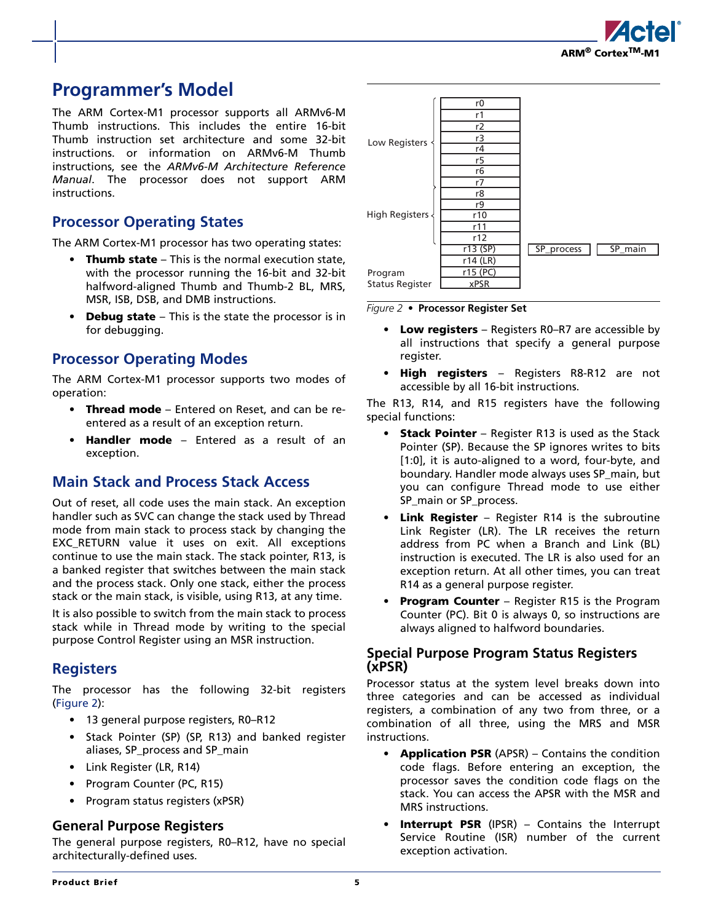# Programmer's Model

The ARM Cortex-M1 processor supports all ARMv6-M Thumb instructions. This includes the entire 16-bit Thumb instruction set architecture and some 32-bit instructions. or information on ARMv6-M Thumb instructions, see the *ARMv6-M Architecture Reference Manual*. The processor does not support ARM instructions.

## Processor Operating States

The ARM Cortex-M1 processor has two operating states:

- **Thumb state** – This is the normal execution state, with the processor running the 16-bit and 32-bit halfword-aligned Thumb and Thumb-2 BL, MRS, MSR, ISB, DSB, and DMB instructions.
- **Debug state** – This is the state the processor is in for debugging.

## Processor Operating Modes

The ARM Cortex-M1 processor supports two modes of operation:

- **Thread mode** – Entered on Reset, and can be re-entered as a result of an exception return.
- **Handler mode** – Entered as a result of an exception.

## Main Stack and Process Stack Access

Out of reset, all code uses the main stack. An exception handler such as SVC can change the stack used by Thread mode from main stack to process stack by changing the EXC_RETURN value it uses on exit. All exceptions continue to use the main stack. The stack pointer, R13, is a banked register that switches between the main stack and the process stack. Only one stack, either the process stack or the main stack, is visible, using R13, at any time.

It is also possible to switch from the main stack to process stack while in Thread mode by writing to the special purpose Control Register using an MSR instruction.

## Registers

The processor has the following 32-bit registers (Figure 2):

- 13 general purpose registers, R0–R12
- Stack Pointer (SP) (SP, R13) and banked register aliases, SP_process and SP_main
- Link Register (LR, R14)
- Program Counter (PC, R15)
- Program status registers (xPSR)

### General Purpose Registers

The general purpose registers, R0–R12, have no special architecturally-defined uses.

| Group | Register | | |
|---|---|---|---|
| Low Registers | r0 | | |
| | r1 | | |
| | r2 | | |
| | r3 | | |
| | r4 | | |
| | r5 | | |
| | r6 | | |
| | r7 | | |
| High Registers | r8 | | |
| | r9 | | |
| | r10 | | |
| | r11 | | |
| | r12 | | |
| | r13 (SP) | SP_process | SP_main |
| | r14 (LR) | | |
| | r15 (PC) | | |
| Program Status Register | xPSR | | |

*Figure 2* • **Processor Register Set**

- **Low registers** – Registers R0–R7 are accessible by all instructions that specify a general purpose register.
- **High registers** – Registers R8-R12 are not accessible by all 16-bit instructions.

The R13, R14, and R15 registers have the following special functions:

- **Stack Pointer** – Register R13 is used as the Stack Pointer (SP). Because the SP ignores writes to bits [1:0], it is auto-aligned to a word, four-byte, and boundary. Handler mode always uses SP_main, but you can configure Thread mode to use either SP_main or SP_process.
- **Link Register** – Register R14 is the subroutine Link Register (LR). The LR receives the return address from PC when a Branch and Link (BL) instruction is executed. The LR is also used for an exception return. At all other times, you can treat R14 as a general purpose register.
- **Program Counter** – Register R15 is the Program Counter (PC). Bit 0 is always 0, so instructions are always aligned to halfword boundaries.

### Special Purpose Program Status Registers (xPSR)

Processor status at the system level breaks down into three categories and can be accessed as individual registers, a combination of any two from three, or a combination of all three, using the MRS and MSR instructions.

- **Application PSR** (APSR) – Contains the condition code flags. Before entering an exception, the processor saves the condition code flags on the stack. You can access the APSR with the MSR and MRS instructions.
- **Interrupt PSR** (IPSR) – Contains the Interrupt Service Routine (ISR) number of the current exception activation.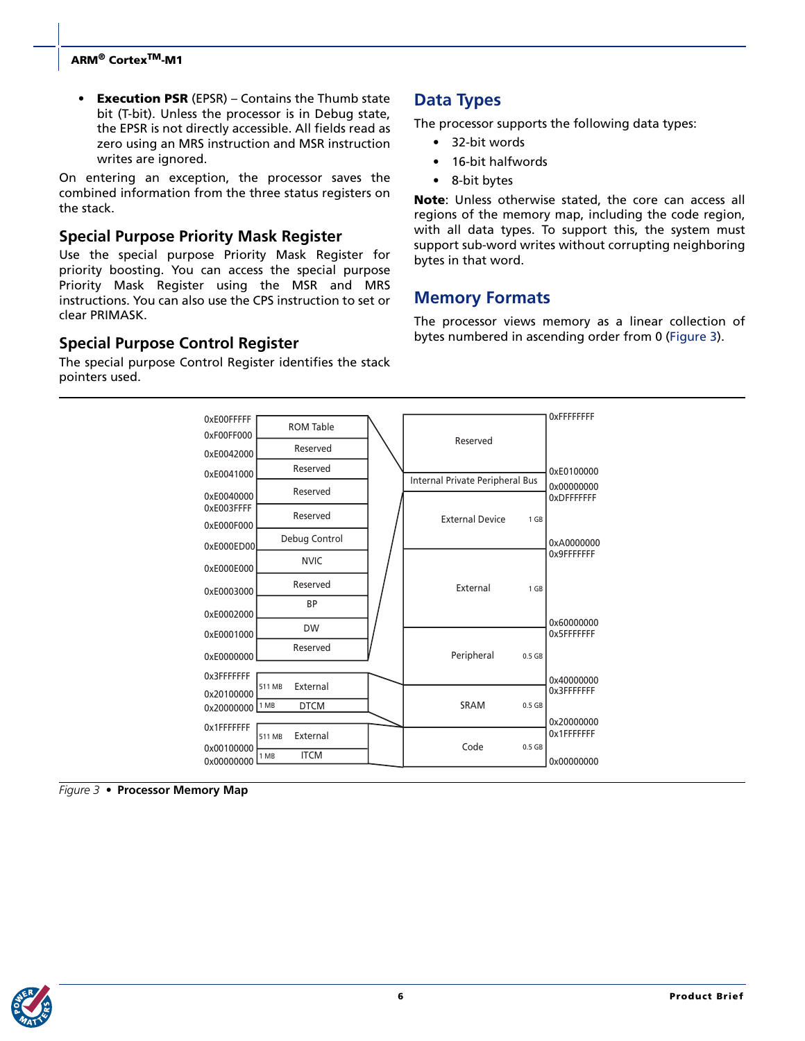- **Execution PSR** (EPSR) – Contains the Thumb state bit (T-bit). Unless the processor is in Debug state, the EPSR is not directly accessible. All fields read as zero using an MRS instruction and MSR instruction writes are ignored.

On entering an exception, the processor saves the combined information from the three status registers on the stack.

### Special Purpose Priority Mask Register

Use the special purpose Priority Mask Register for priority boosting. You can access the special purpose Priority Mask Register using the MSR and MRS instructions. You can also use the CPS instruction to set or clear PRIMASK.

### Special Purpose Control Register

The special purpose Control Register identifies the stack pointers used.

## Data Types

The processor supports the following data types:

- 32-bit words
- 16-bit halfwords
- 8-bit bytes

**Note**: Unless otherwise stated, the core can access all regions of the memory map, including the code region, with all data types. To support this, the system must support sub-word writes without corrupting neighboring bytes in that word.

## Memory Formats

The processor views memory as a linear collection of bytes numbered in ascending order from 0 (Figure 3).

| Address | Region (detail) |
|---|---|
| 0xE00FFFFF – 0xF00FF000 | ROM Table |
| 0xE0042000 | Reserved |
| 0xE0041000 | Reserved |
| 0xE0040000 | Reserved |
| 0xE003FFFF – 0xE000F000 | Reserved |
| 0xE000ED00 | Debug Control |
| 0xE000E000 | NVIC |
| 0xE0003000 | Reserved |
| 0xE0002000 | BP |
| 0xE0001000 | DW |
| 0xE0000000 | Reserved |
| 0x3FFFFFFF – 0x20100000 | 511 MB External |
| 0x20000000 | 1 MB DTCM |
| 0x1FFFFFFF – 0x00100000 | 511 MB External |
| 0x00000000 | 1 MB ITCM |

| Address Range | Region | Size |
|---|---|---|
| 0xFFFFFFFF – 0xE0100000 | Reserved | |
| 0xE0100000 – 0xE0000000 | Internal Private Peripheral Bus | |
| 0xDFFFFFFF – 0xA0000000 | External Device | 1 GB |
| 0x9FFFFFFF – 0x60000000 | External | 1 GB |
| 0x5FFFFFFF – 0x40000000 | Peripheral | 0.5 GB |
| 0x3FFFFFFF – 0x20000000 | SRAM | 0.5 GB |
| 0x1FFFFFFF – 0x00000000 | Code | 0.5 GB |

*Figure 3* • **Processor Memory Map**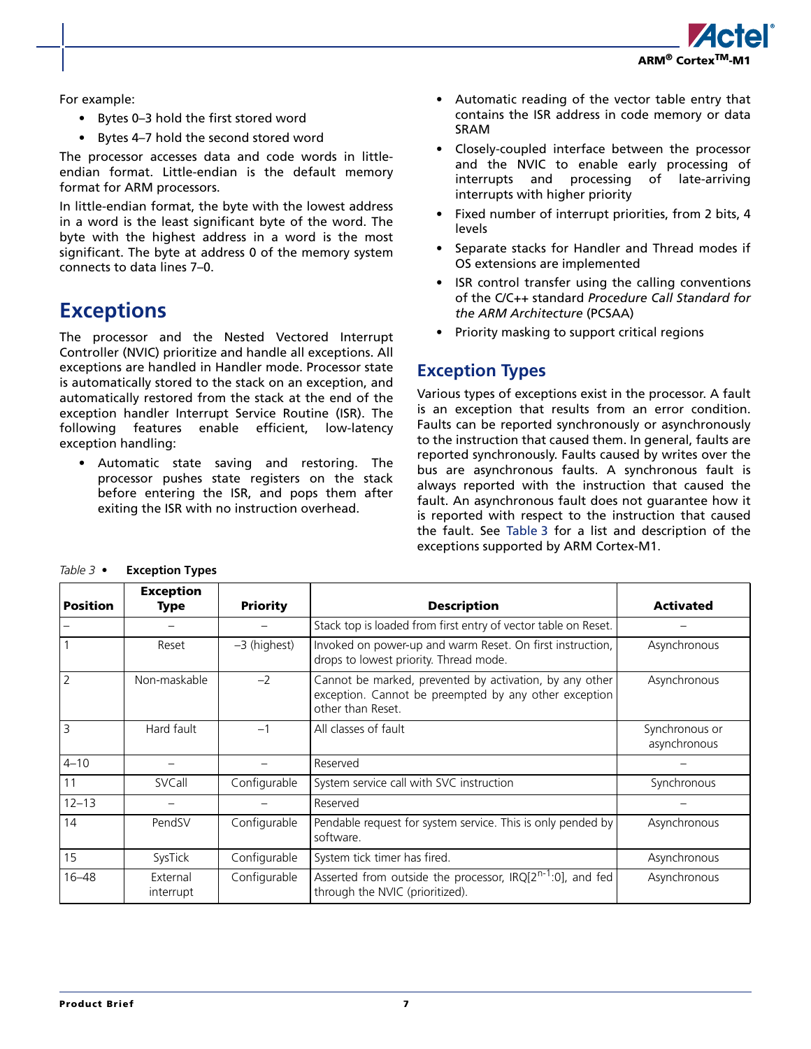For example:

- Bytes 0–3 hold the first stored word
- Bytes 4–7 hold the second stored word

The processor accesses data and code words in little-endian format. Little-endian is the default memory format for ARM processors.

In little-endian format, the byte with the lowest address in a word is the least significant byte of the word. The byte with the highest address in a word is the most significant. The byte at address 0 of the memory system connects to data lines 7–0.

## Exceptions

The processor and the Nested Vectored Interrupt Controller (NVIC) prioritize and handle all exceptions. All exceptions are handled in Handler mode. Processor state is automatically stored to the stack on an exception, and automatically restored from the stack at the end of the exception handler Interrupt Service Routine (ISR). The following features enable efficient, low-latency exception handling:

- Automatic state saving and restoring. The processor pushes state registers on the stack before entering the ISR, and pops them after exiting the ISR with no instruction overhead.
- Automatic reading of the vector table entry that contains the ISR address in code memory or data SRAM
- Closely-coupled interface between the processor and the NVIC to enable early processing of interrupts and processing of late-arriving interrupts with higher priority
- Fixed number of interrupt priorities, from 2 bits, 4 levels
- Separate stacks for Handler and Thread modes if OS extensions are implemented
- ISR control transfer using the calling conventions of the C/C++ standard *Procedure Call Standard for the ARM Architecture* (PCSAA)
- Priority masking to support critical regions

### Exception Types

Various types of exceptions exist in the processor. A fault is an exception that results from an error condition. Faults can be reported synchronously or asynchronously to the instruction that caused them. In general, faults are reported synchronously. Faults caused by writes over the bus are asynchronous faults. A synchronous fault is always reported with the instruction that caused the fault. An asynchronous fault does not guarantee how it is reported with respect to the instruction that caused the fault. See Table 3 for a list and description of the exceptions supported by ARM Cortex-M1.

*Table 3* • **Exception Types**

| Position | Exception Type | Priority | Description | Activated |
|---|---|---|---|---|
| – | – | – | Stack top is loaded from first entry of vector table on Reset. | – |
| 1 | Reset | –3 (highest) | Invoked on power-up and warm Reset. On first instruction, drops to lowest priority. Thread mode. | Asynchronous |
| 2 | Non-maskable | –2 | Cannot be marked, prevented by activation, by any other exception. Cannot be preempted by any other exception other than Reset. | Asynchronous |
| 3 | Hard fault | –1 | All classes of fault | Synchronous or asynchronous |
| 4–10 | – | – | Reserved | – |
| 11 | SVCall | Configurable | System service call with SVC instruction | Synchronous |
| 12–13 | – | – | Reserved | – |
| 14 | PendSV | Configurable | Pendable request for system service. This is only pended by software. | Asynchronous |
| 15 | SysTick | Configurable | System tick timer has fired. | Asynchronous |
| 16–48 | External interrupt | Configurable | Asserted from outside the processor, IRQ[$2^{n-1}$:0], and fed through the NVIC (prioritized). | Asynchronous |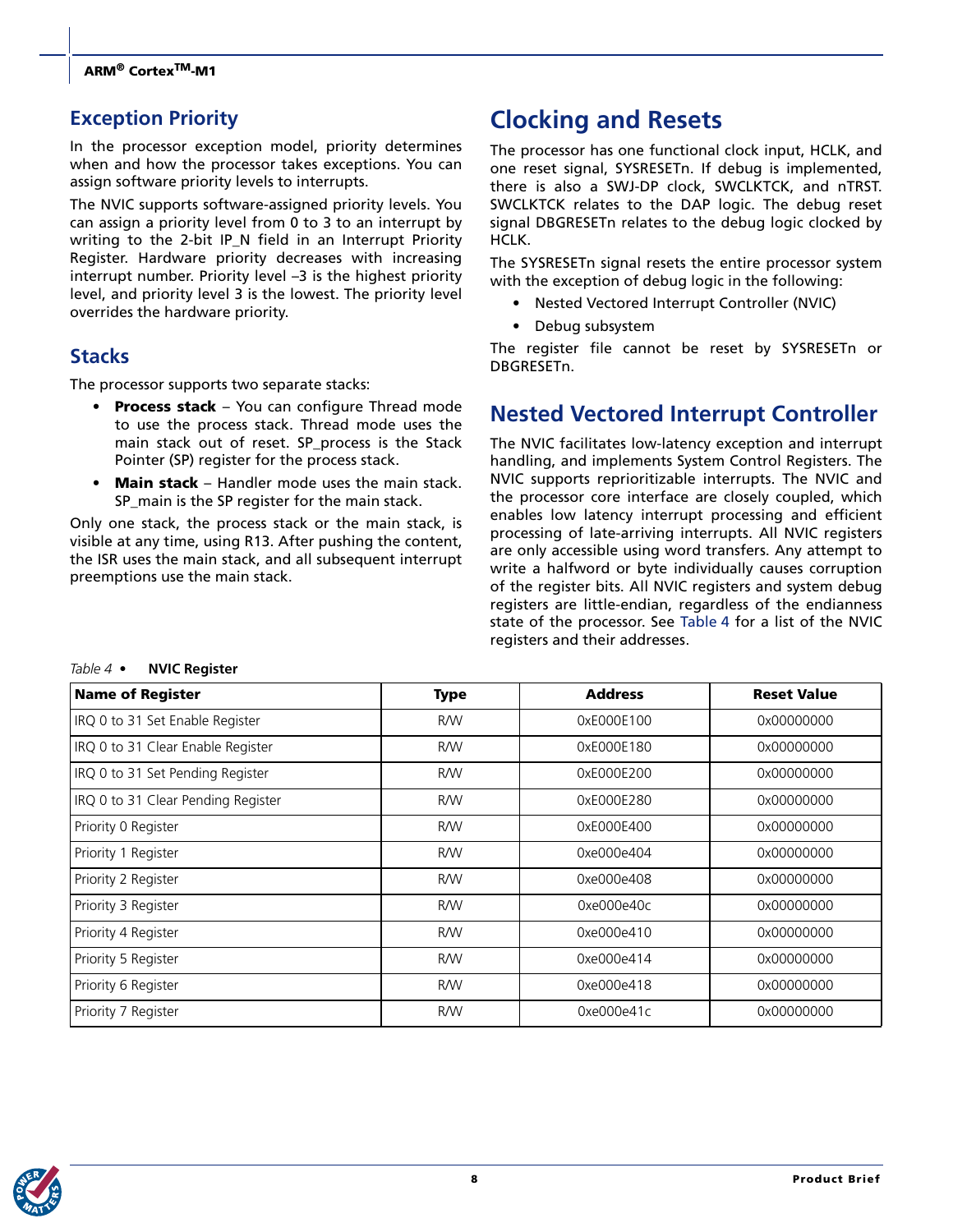## Exception Priority

In the processor exception model, priority determines when and how the processor takes exceptions. You can assign software priority levels to interrupts.

The NVIC supports software-assigned priority levels. You can assign a priority level from 0 to 3 to an interrupt by writing to the 2-bit IP_N field in an Interrupt Priority Register. Hardware priority decreases with increasing interrupt number. Priority level –3 is the highest priority level, and priority level 3 is the lowest. The priority level overrides the hardware priority.

## Stacks

The processor supports two separate stacks:

- **Process stack** – You can configure Thread mode to use the process stack. Thread mode uses the main stack out of reset. SP_process is the Stack Pointer (SP) register for the process stack.
- **Main stack** – Handler mode uses the main stack. SP_main is the SP register for the main stack.

Only one stack, the process stack or the main stack, is visible at any time, using R13. After pushing the content, the ISR uses the main stack, and all subsequent interrupt preemptions use the main stack.

# Clocking and Resets

The processor has one functional clock input, HCLK, and one reset signal, SYSRESETn. If debug is implemented, there is also a SWJ-DP clock, SWCLKTCK, and nTRST. SWCLKTCK relates to the DAP logic. The debug reset signal DBGRESETn relates to the debug logic clocked by HCLK.

The SYSRESETn signal resets the entire processor system with the exception of debug logic in the following:

- Nested Vectored Interrupt Controller (NVIC)
- Debug subsystem

The register file cannot be reset by SYSRESETn or DBGRESETn.

# Nested Vectored Interrupt Controller

The NVIC facilitates low-latency exception and interrupt handling, and implements System Control Registers. The NVIC supports reprioritizable interrupts. The NVIC and the processor core interface are closely coupled, which enables low latency interrupt processing and efficient processing of late-arriving interrupts. All NVIC registers are only accessible using word transfers. Any attempt to write a halfword or byte individually causes corruption of the register bits. All NVIC registers and system debug registers are little-endian, regardless of the endianness state of the processor. See Table 4 for a list of the NVIC registers and their addresses.

*Table 4 •* **NVIC Register**

| Name of Register | Type | Address | Reset Value |
|---|---|---|---|
| IRQ 0 to 31 Set Enable Register | R/W | 0xE000E100 | 0x00000000 |
| IRQ 0 to 31 Clear Enable Register | R/W | 0xE000E180 | 0x00000000 |
| IRQ 0 to 31 Set Pending Register | R/W | 0xE000E200 | 0x00000000 |
| IRQ 0 to 31 Clear Pending Register | R/W | 0xE000E280 | 0x00000000 |
| Priority 0 Register | R/W | 0xE000E400 | 0x00000000 |
| Priority 1 Register | R/W | 0xe000e404 | 0x00000000 |
| Priority 2 Register | R/W | 0xe000e408 | 0x00000000 |
| Priority 3 Register | R/W | 0xe000e40c | 0x00000000 |
| Priority 4 Register | R/W | 0xe000e410 | 0x00000000 |
| Priority 5 Register | R/W | 0xe000e414 | 0x00000000 |
| Priority 6 Register | R/W | 0xe000e418 | 0x00000000 |
| Priority 7 Register | R/W | 0xe000e41c | 0x00000000 |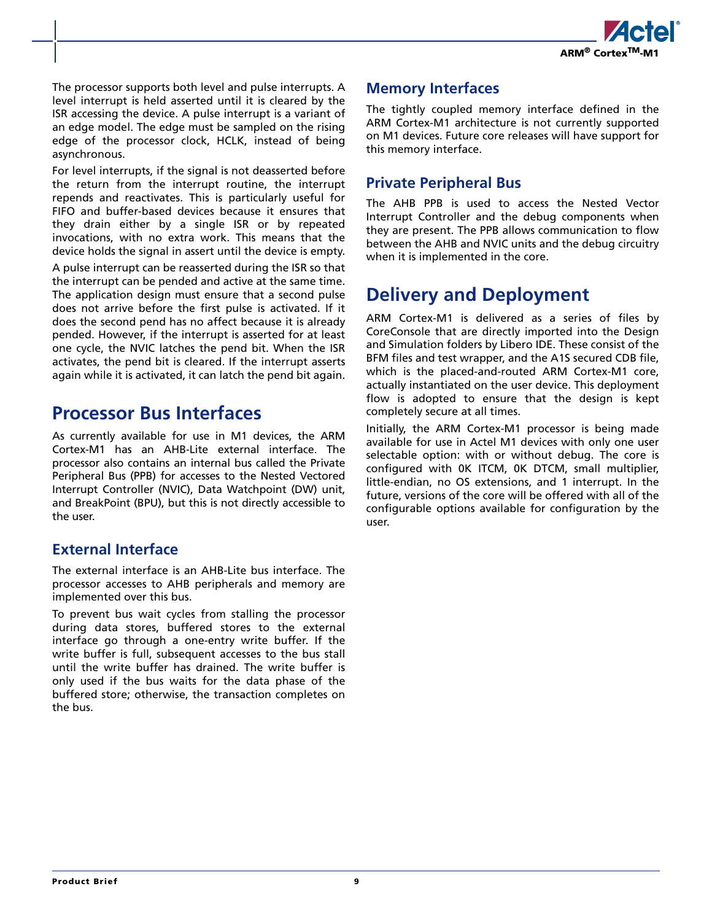The processor supports both level and pulse interrupts. A level interrupt is held asserted until it is cleared by the ISR accessing the device. A pulse interrupt is a variant of an edge model. The edge must be sampled on the rising edge of the processor clock, HCLK, instead of being asynchronous.

For level interrupts, if the signal is not deasserted before the return from the interrupt routine, the interrupt repends and reactivates. This is particularly useful for FIFO and buffer-based devices because it ensures that they drain either by a single ISR or by repeated invocations, with no extra work. This means that the device holds the signal in assert until the device is empty.

A pulse interrupt can be reasserted during the ISR so that the interrupt can be pended and active at the same time. The application design must ensure that a second pulse does not arrive before the first pulse is activated. If it does the second pend has no affect because it is already pended. However, if the interrupt is asserted for at least one cycle, the NVIC latches the pend bit. When the ISR activates, the pend bit is cleared. If the interrupt asserts again while it is activated, it can latch the pend bit again.

# Processor Bus Interfaces

As currently available for use in M1 devices, the ARM Cortex-M1 has an AHB-Lite external interface. The processor also contains an internal bus called the Private Peripheral Bus (PPB) for accesses to the Nested Vectored Interrupt Controller (NVIC), Data Watchpoint (DW) unit, and BreakPoint (BPU), but this is not directly accessible to the user.

## External Interface

The external interface is an AHB-Lite bus interface. The processor accesses to AHB peripherals and memory are implemented over this bus.

To prevent bus wait cycles from stalling the processor during data stores, buffered stores to the external interface go through a one-entry write buffer. If the write buffer is full, subsequent accesses to the bus stall until the write buffer has drained. The write buffer is only used if the bus waits for the data phase of the buffered store; otherwise, the transaction completes on the bus.

## Memory Interfaces

The tightly coupled memory interface defined in the ARM Cortex-M1 architecture is not currently supported on M1 devices. Future core releases will have support for this memory interface.

## Private Peripheral Bus

The AHB PPB is used to access the Nested Vector Interrupt Controller and the debug components when they are present. The PPB allows communication to flow between the AHB and NVIC units and the debug circuitry when it is implemented in the core.

# Delivery and Deployment

ARM Cortex-M1 is delivered as a series of files by CoreConsole that are directly imported into the Design and Simulation folders by Libero IDE. These consist of the BFM files and test wrapper, and the A1S secured CDB file, which is the placed-and-routed ARM Cortex-M1 core, actually instantiated on the user device. This deployment flow is adopted to ensure that the design is kept completely secure at all times.

Initially, the ARM Cortex-M1 processor is being made available for use in Actel M1 devices with only one user selectable option: with or without debug. The core is configured with 0K ITCM, 0K DTCM, small multiplier, little-endian, no OS extensions, and 1 interrupt. In the future, versions of the core will be offered with all of the configurable options available for configuration by the user.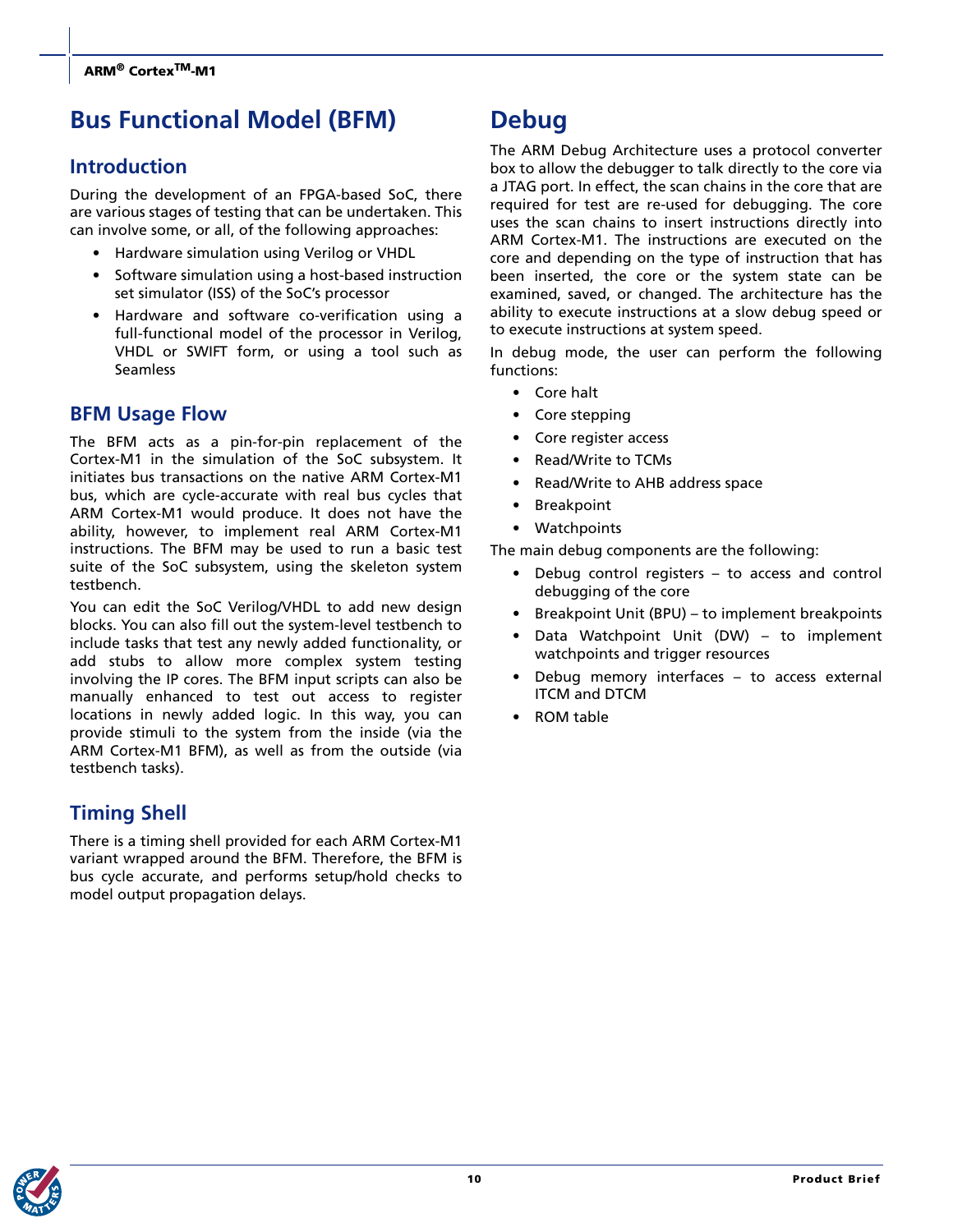# Bus Functional Model (BFM)

## Introduction

During the development of an FPGA-based SoC, there are various stages of testing that can be undertaken. This can involve some, or all, of the following approaches:

- Hardware simulation using Verilog or VHDL
- Software simulation using a host-based instruction set simulator (ISS) of the SoC's processor
- Hardware and software co-verification using a full-functional model of the processor in Verilog, VHDL or SWIFT form, or using a tool such as Seamless

## BFM Usage Flow

The BFM acts as a pin-for-pin replacement of the Cortex-M1 in the simulation of the SoC subsystem. It initiates bus transactions on the native ARM Cortex-M1 bus, which are cycle-accurate with real bus cycles that ARM Cortex-M1 would produce. It does not have the ability, however, to implement real ARM Cortex-M1 instructions. The BFM may be used to run a basic test suite of the SoC subsystem, using the skeleton system testbench.

You can edit the SoC Verilog/VHDL to add new design blocks. You can also fill out the system-level testbench to include tasks that test any newly added functionality, or add stubs to allow more complex system testing involving the IP cores. The BFM input scripts can also be manually enhanced to test out access to register locations in newly added logic. In this way, you can provide stimuli to the system from the inside (via the ARM Cortex-M1 BFM), as well as from the outside (via testbench tasks).

## Timing Shell

There is a timing shell provided for each ARM Cortex-M1 variant wrapped around the BFM. Therefore, the BFM is bus cycle accurate, and performs setup/hold checks to model output propagation delays.

# Debug

The ARM Debug Architecture uses a protocol converter box to allow the debugger to talk directly to the core via a JTAG port. In effect, the scan chains in the core that are required for test are re-used for debugging. The core uses the scan chains to insert instructions directly into ARM Cortex-M1. The instructions are executed on the core and depending on the type of instruction that has been inserted, the core or the system state can be examined, saved, or changed. The architecture has the ability to execute instructions at a slow debug speed or to execute instructions at system speed.

In debug mode, the user can perform the following functions:

- Core halt
- Core stepping
- Core register access
- Read/Write to TCMs
- Read/Write to AHB address space
- Breakpoint
- Watchpoints

The main debug components are the following:

- Debug control registers – to access and control debugging of the core
- Breakpoint Unit (BPU) – to implement breakpoints
- Data Watchpoint Unit (DW) – to implement watchpoints and trigger resources
- Debug memory interfaces – to access external ITCM and DTCM
- ROM table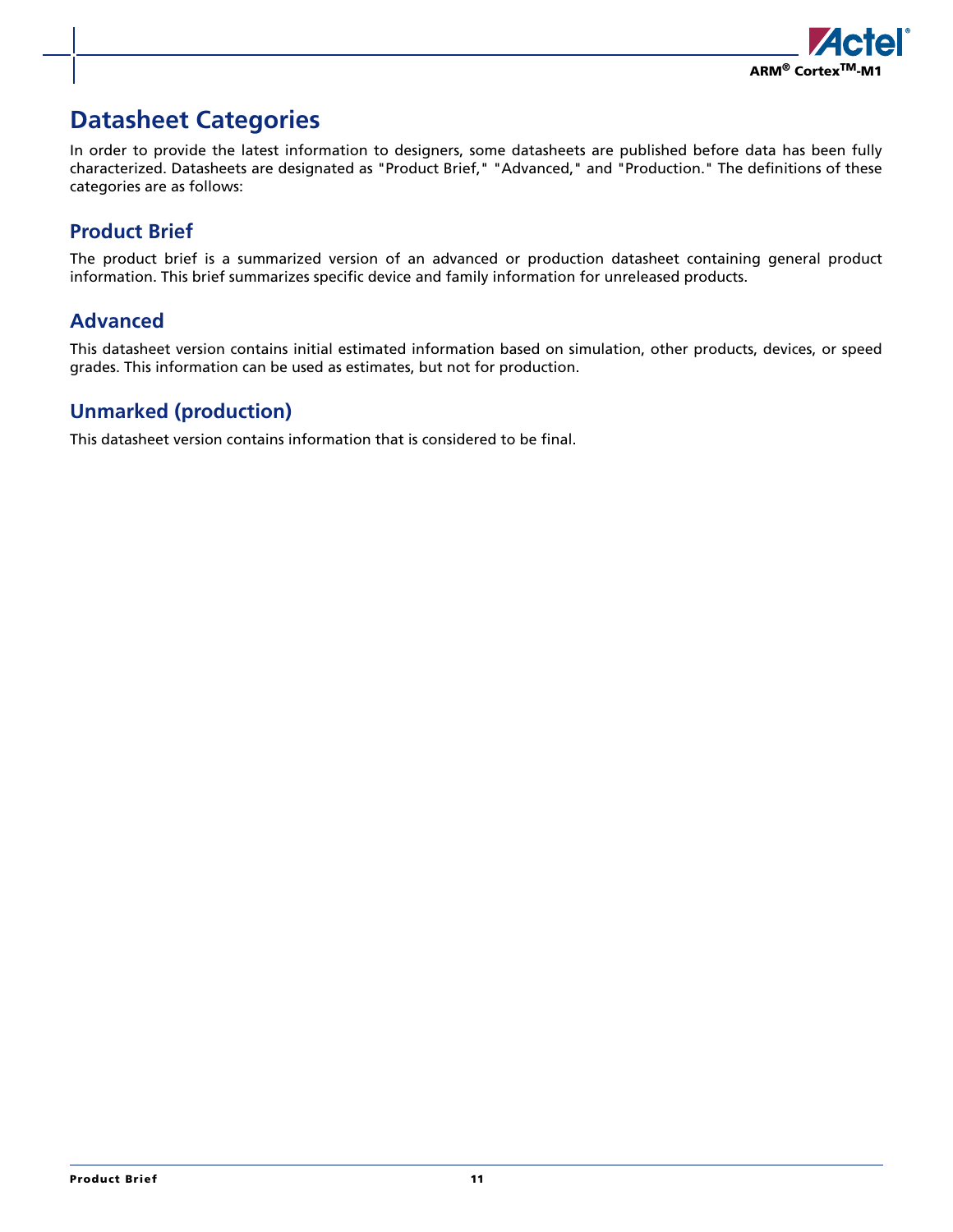# Datasheet Categories

In order to provide the latest information to designers, some datasheets are published before data has been fully characterized. Datasheets are designated as "Product Brief," "Advanced," and "Production." The definitions of these categories are as follows:

## Product Brief

The product brief is a summarized version of an advanced or production datasheet containing general product information. This brief summarizes specific device and family information for unreleased products.

## Advanced

This datasheet version contains initial estimated information based on simulation, other products, devices, or speed grades. This information can be used as estimates, but not for production.

## Unmarked (production)

This datasheet version contains information that is considered to be final.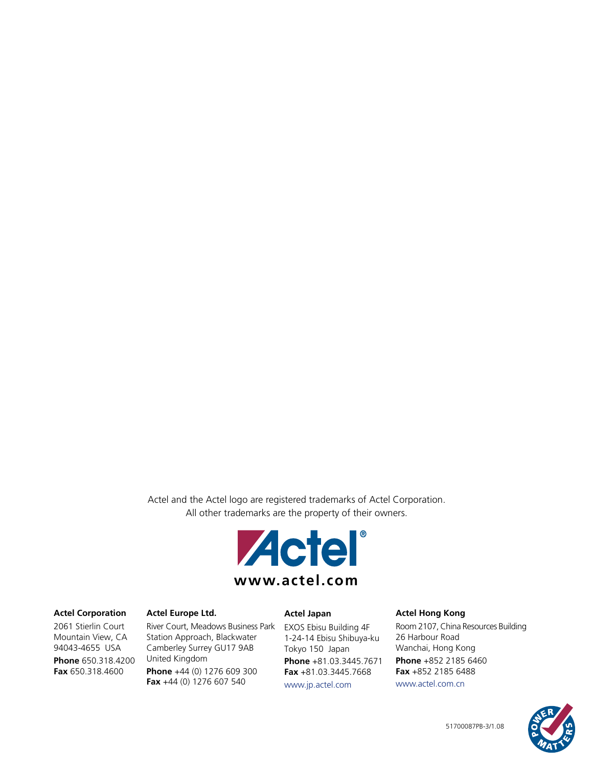Actel and the Actel logo are registered trademarks of Actel Corporation.
All other trademarks are the property of their owners.

Actel®

**www.actel.com**

**Actel Corporation**

2061 Stierlin Court
Mountain View, CA
94043-4655 USA

**Phone** 650.318.4200
**Fax** 650.318.4600

**Actel Europe Ltd.**

River Court, Meadows Business Park
Station Approach, Blackwater
Camberley Surrey GU17 9AB
United Kingdom

**Phone** +44 (0) 1276 609 300
**Fax** +44 (0) 1276 607 540

**Actel Japan**

EXOS Ebisu Building 4F
1-24-14 Ebisu Shibuya-ku
Tokyo 150 Japan

**Phone** +81.03.3445.7671
**Fax** +81.03.3445.7668
www.jp.actel.com

**Actel Hong Kong**

Room 2107, China Resources Building
26 Harbour Road
Wanchai, Hong Kong

**Phone** +852 2185 6460
**Fax** +852 2185 6488
www.actel.com.cn

51700087PB-3/1.08

POWER MATTERS